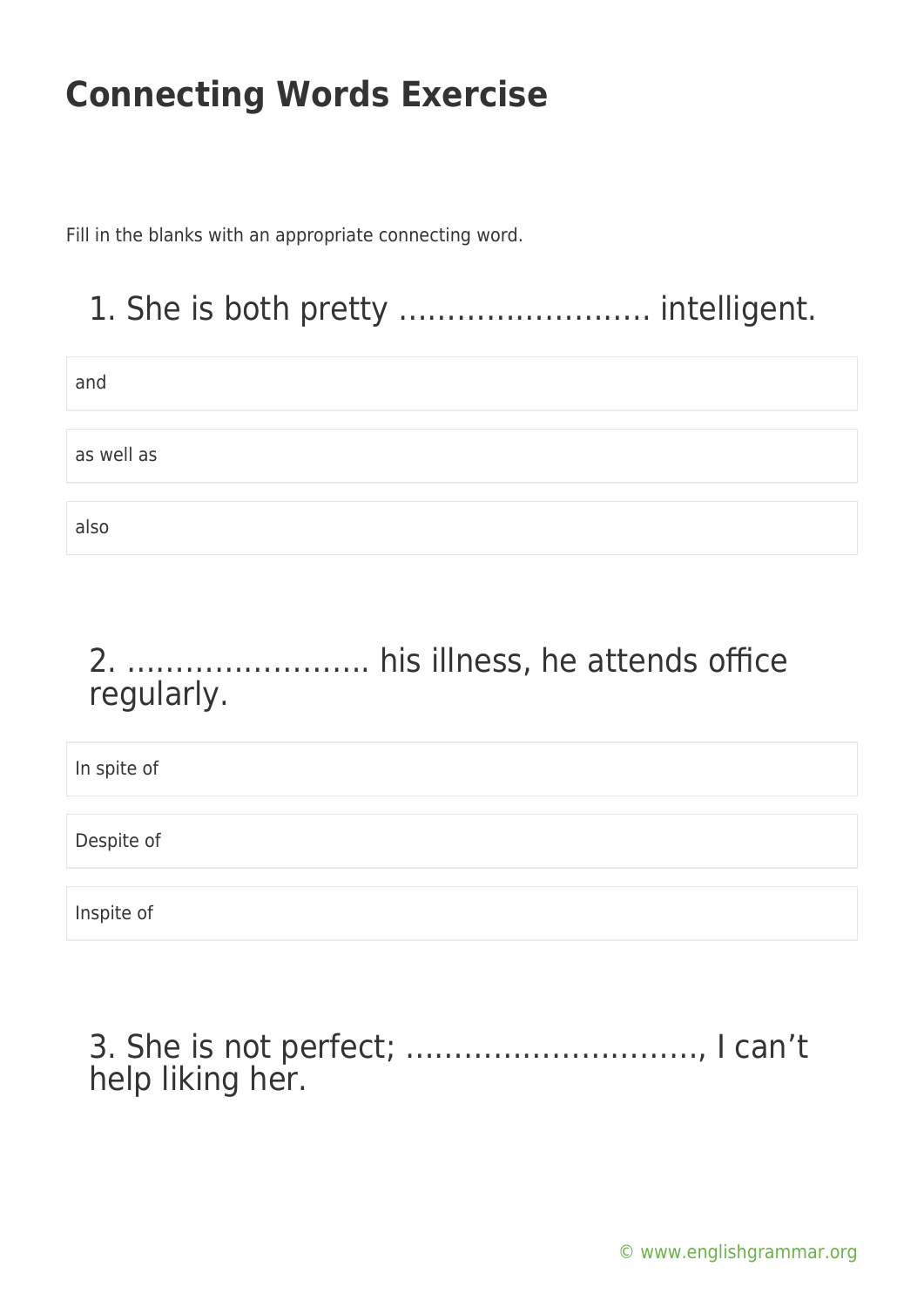# Connecting Words Exercise

Fill in the blanks with an appropriate connecting word.

## 1. She is both pretty …………………….. intelligent.

and

as well as

also

## 2. ……………………. his illness, he attends office regularly.

In spite of

Despite of

Inspite of

## 3. She is not perfect; …………………………, I can't help liking her.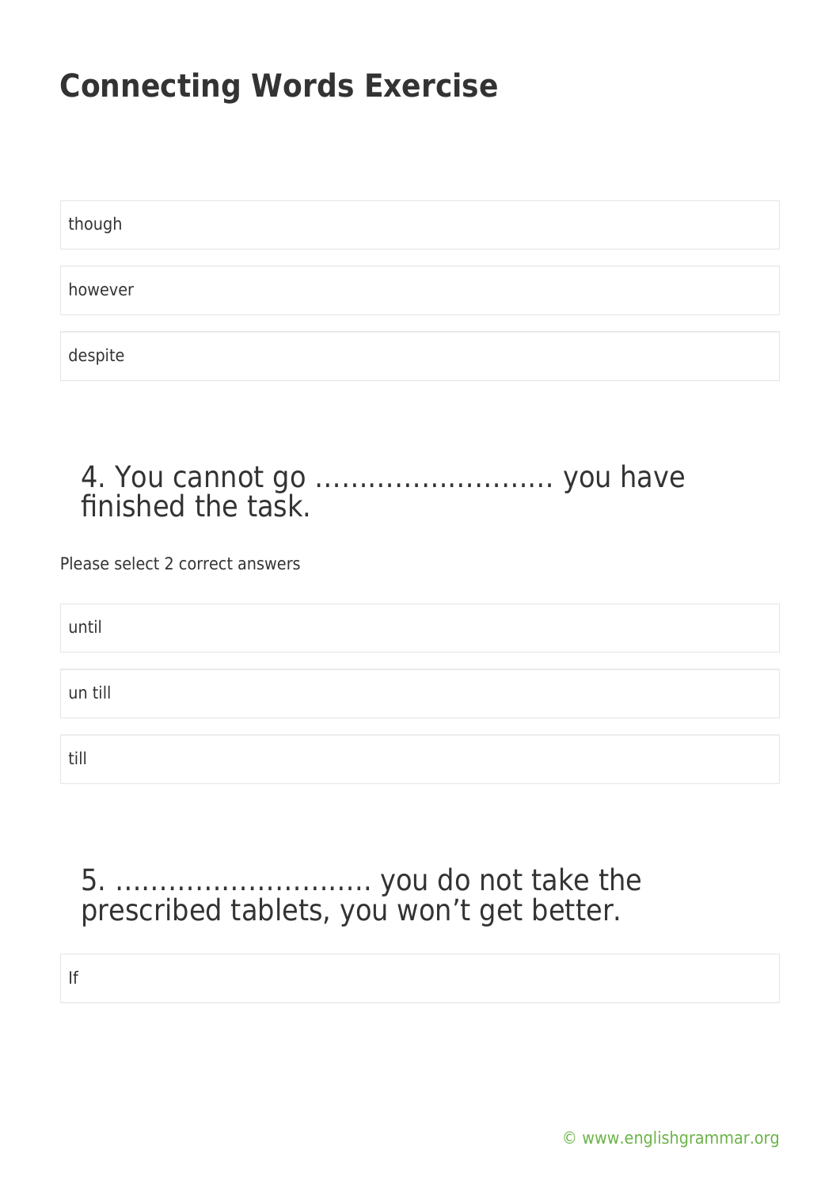# Connecting Words Exercise

though

however

despite

## 4. You cannot go ……………………… you have finished the task.

Please select 2 correct answers

until

un till

till

## 5. ……………………….. you do not take the prescribed tablets, you won't get better.

If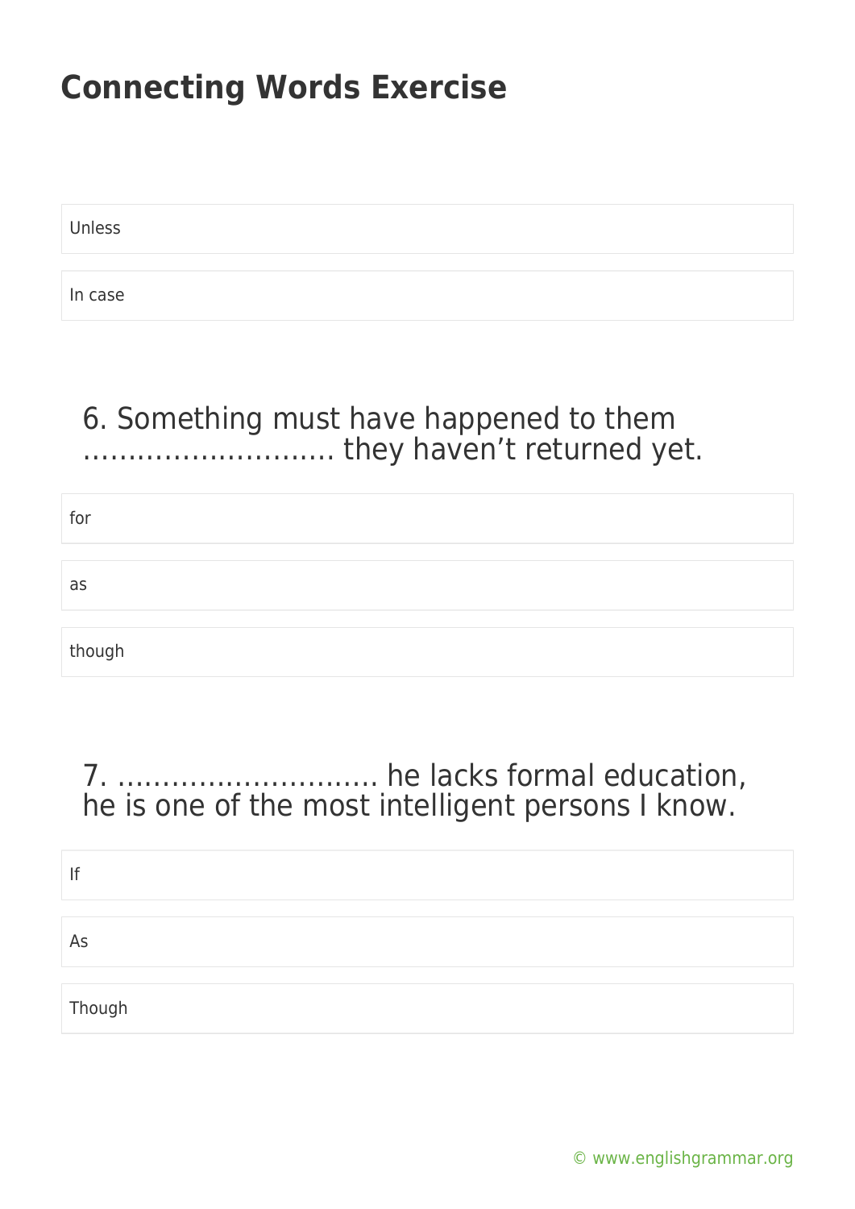# Connecting Words Exercise

Unless

In case

6. Something must have happened to them ……………………… they haven't returned yet.

for

as

though

7. ………………………. he lacks formal education, he is one of the most intelligent persons I know.

If

As

Though

© www.englishgrammar.org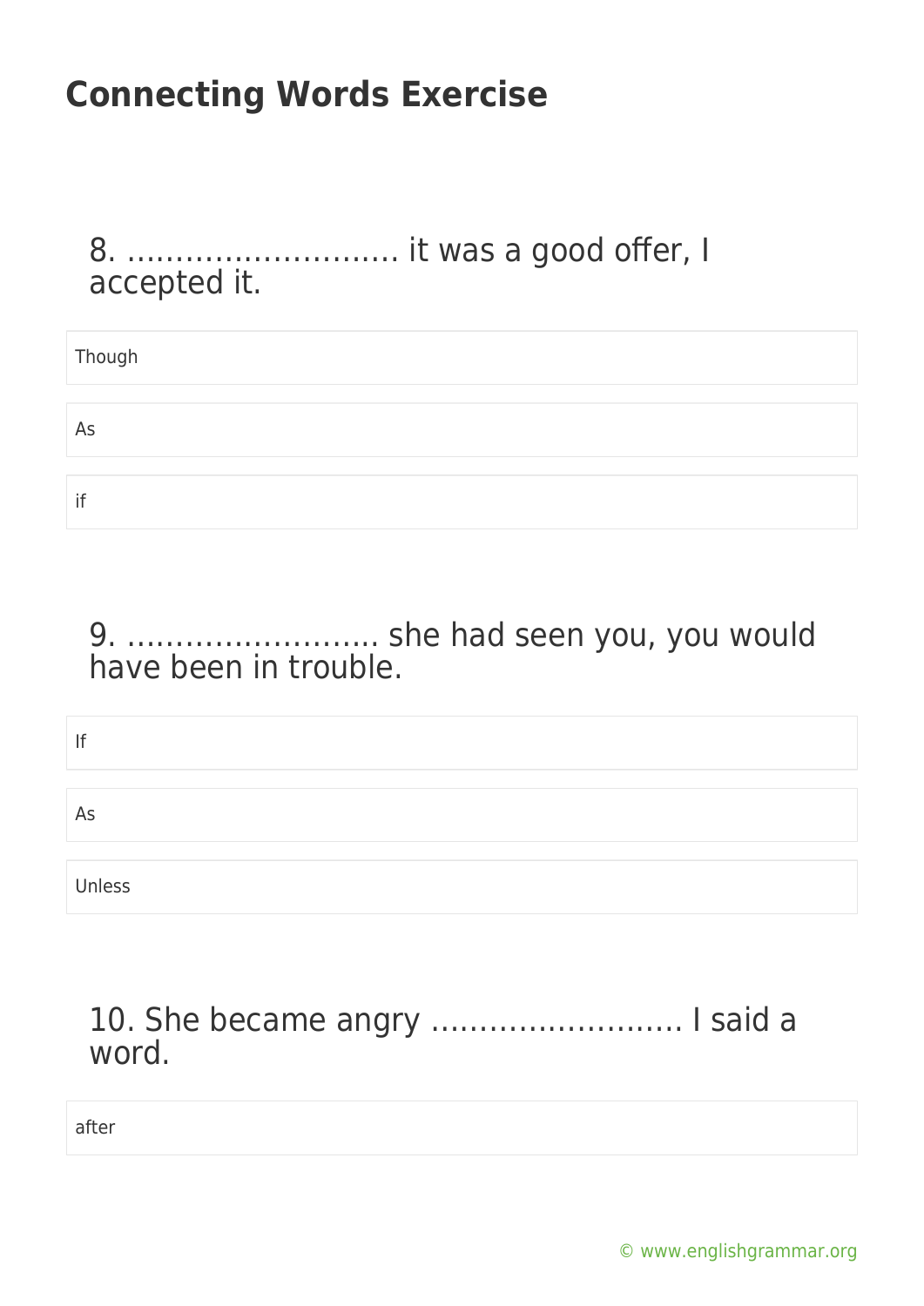# Connecting Words Exercise

8. ………………………. it was a good offer, I accepted it.

- Though
- As
- if

9. …………………….. she had seen you, you would have been in trouble.

- If
- As
- Unless

10. She became angry …………………….. I said a word.

- after

© www.englishgrammar.org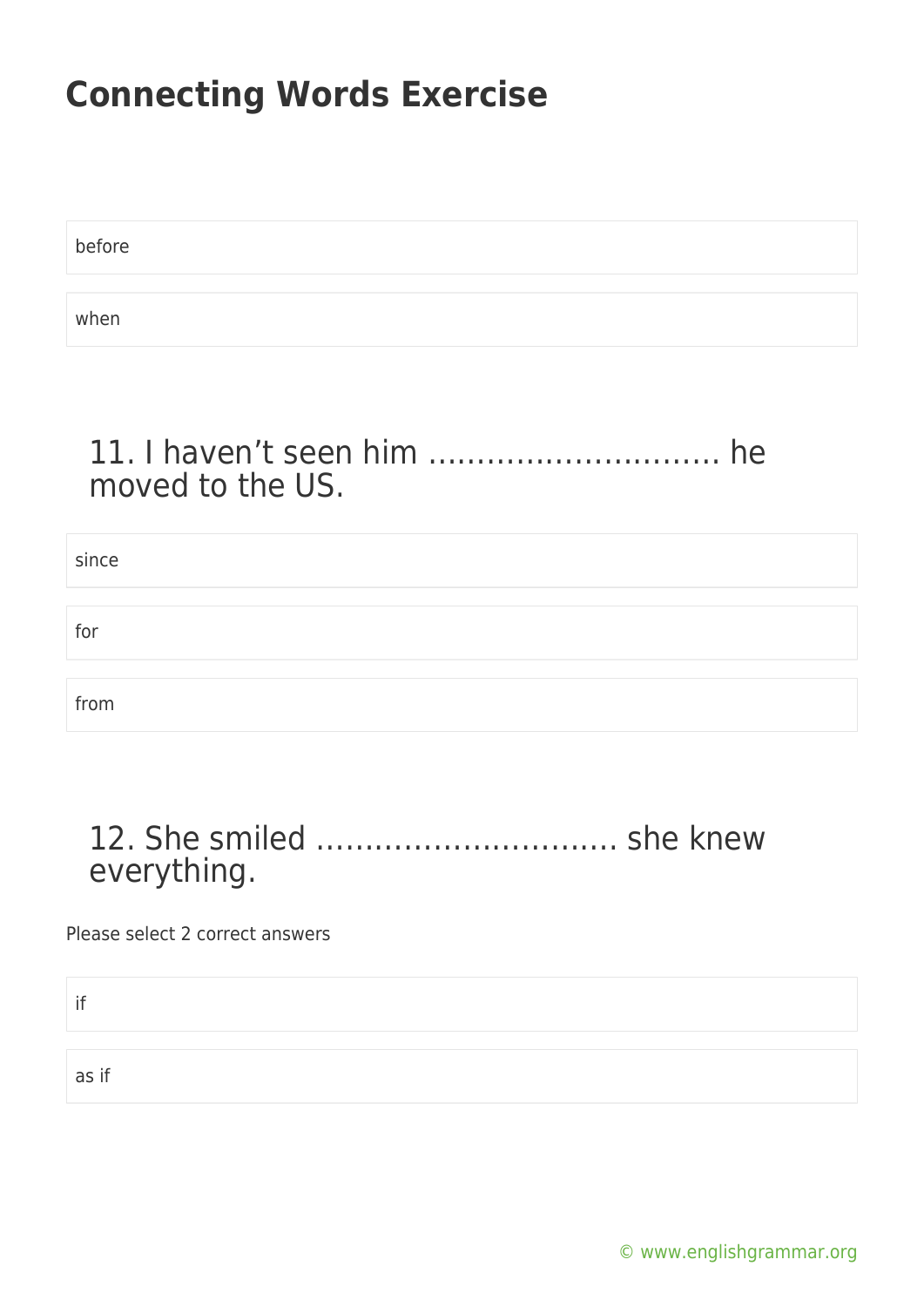# Connecting Words Exercise

before

when

## 11. I haven't seen him ………………………… he moved to the US.

since

for

from

## 12. She smiled ………………………… she knew everything.

Please select 2 correct answers

if

as if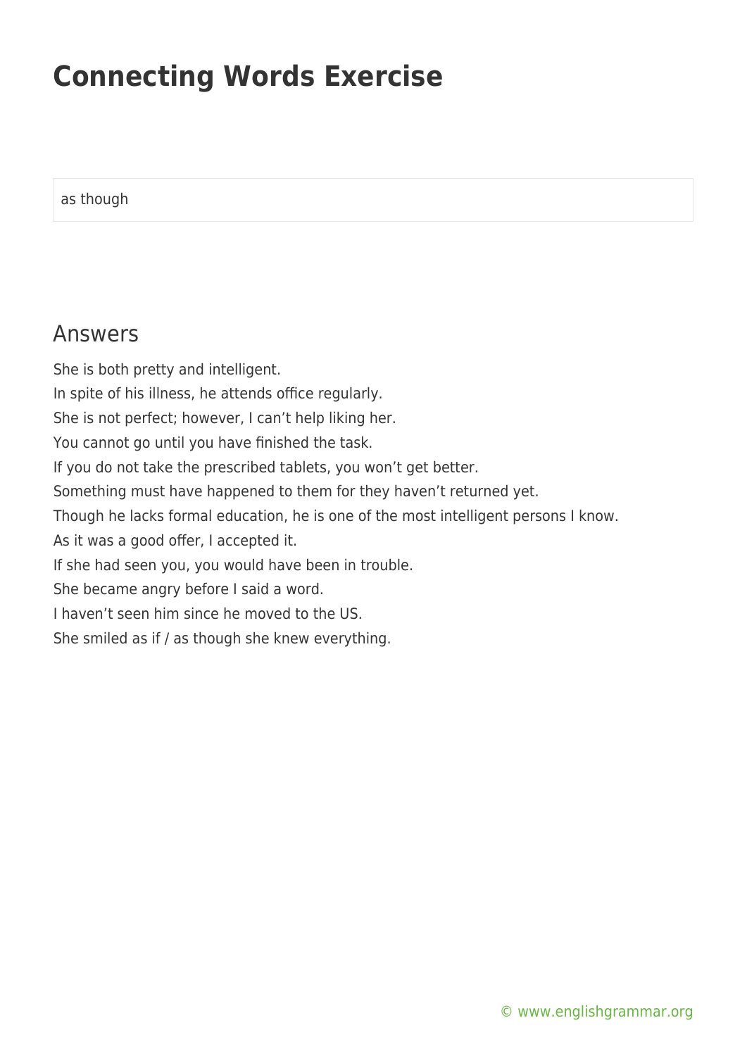# Connecting Words Exercise

as though

## Answers

She is both pretty and intelligent.
In spite of his illness, he attends office regularly.
She is not perfect; however, I can't help liking her.
You cannot go until you have finished the task.
If you do not take the prescribed tablets, you won't get better.
Something must have happened to them for they haven't returned yet.
Though he lacks formal education, he is one of the most intelligent persons I know.
As it was a good offer, I accepted it.
If she had seen you, you would have been in trouble.
She became angry before I said a word.
I haven't seen him since he moved to the US.
She smiled as if / as though she knew everything.

© www.englishgrammar.org